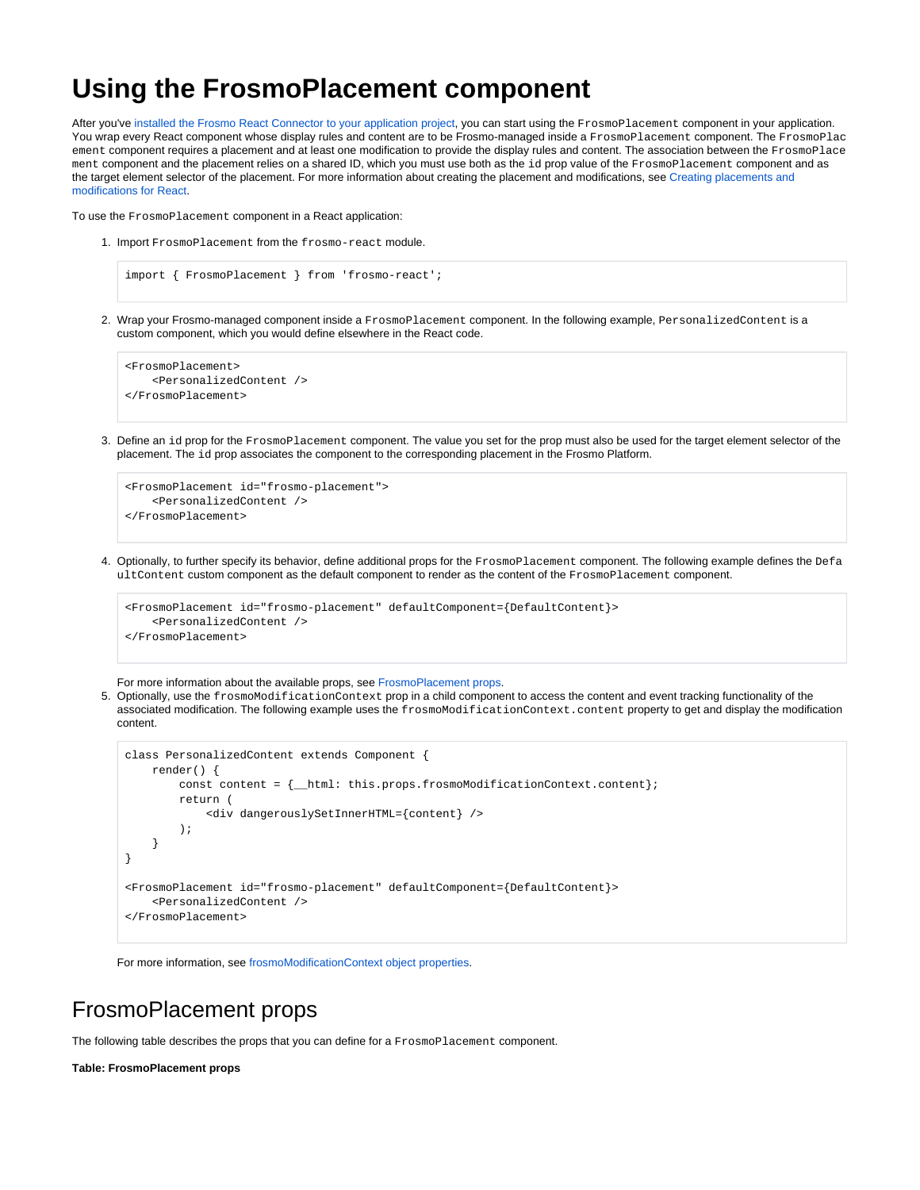# Using the FrosmoPlacement component

After you've installed the Frosmo React Connector to your application project, you can start using the `FrosmoPlacement` component in your application. You wrap every React component whose display rules and content are to be Frosmo-managed inside a `FrosmoPlacement` component. The `FrosmoPlacement` component requires a placement and at least one modification to provide the display rules and content. The association between the `FrosmoPlacement` component and the placement relies on a shared ID, which you must use both as the `id` prop value of the `FrosmoPlacement` component and as the target element selector of the placement. For more information about creating the placement and modifications, see Creating placements and modifications for React.

To use the `FrosmoPlacement` component in a React application:

1. Import `FrosmoPlacement` from the `frosmo-react` module.

   ```
   import { FrosmoPlacement } from 'frosmo-react';
   ```

2. Wrap your Frosmo-managed component inside a `FrosmoPlacement` component. In the following example, `PersonalizedContent` is a custom component, which you would define elsewhere in the React code.

   ```
   <FrosmoPlacement>
       <PersonalizedContent />
   </FrosmoPlacement>
   ```

3. Define an `id` prop for the `FrosmoPlacement` component. The value you set for the prop must also be used for the target element selector of the placement. The `id` prop associates the component to the corresponding placement in the Frosmo Platform.

   ```
   <FrosmoPlacement id="frosmo-placement">
       <PersonalizedContent />
   </FrosmoPlacement>
   ```

4. Optionally, to further specify its behavior, define additional props for the `FrosmoPlacement` component. The following example defines the `DefaultContent` custom component as the default component to render as the content of the `FrosmoPlacement` component.

   ```
   <FrosmoPlacement id="frosmo-placement" defaultComponent={DefaultContent}>
       <PersonalizedContent />
   </FrosmoPlacement>
   ```

   For more information about the available props, see FrosmoPlacement props.

5. Optionally, use the `frosmoModificationContext` prop in a child component to access the content and event tracking functionality of the associated modification. The following example uses the `frosmoModificationContext.content` property to get and display the modification content.

   ```
   class PersonalizedContent extends Component {
       render() {
           const content = {__html: this.props.frosmoModificationContext.content};
           return (
               <div dangerouslySetInnerHTML={content} />
           );
       }
   }

   <FrosmoPlacement id="frosmo-placement" defaultComponent={DefaultContent}>
       <PersonalizedContent />
   </FrosmoPlacement>
   ```

   For more information, see frosmoModificationContext object properties.

## FrosmoPlacement props

The following table describes the props that you can define for a `FrosmoPlacement` component.

**Table: FrosmoPlacement props**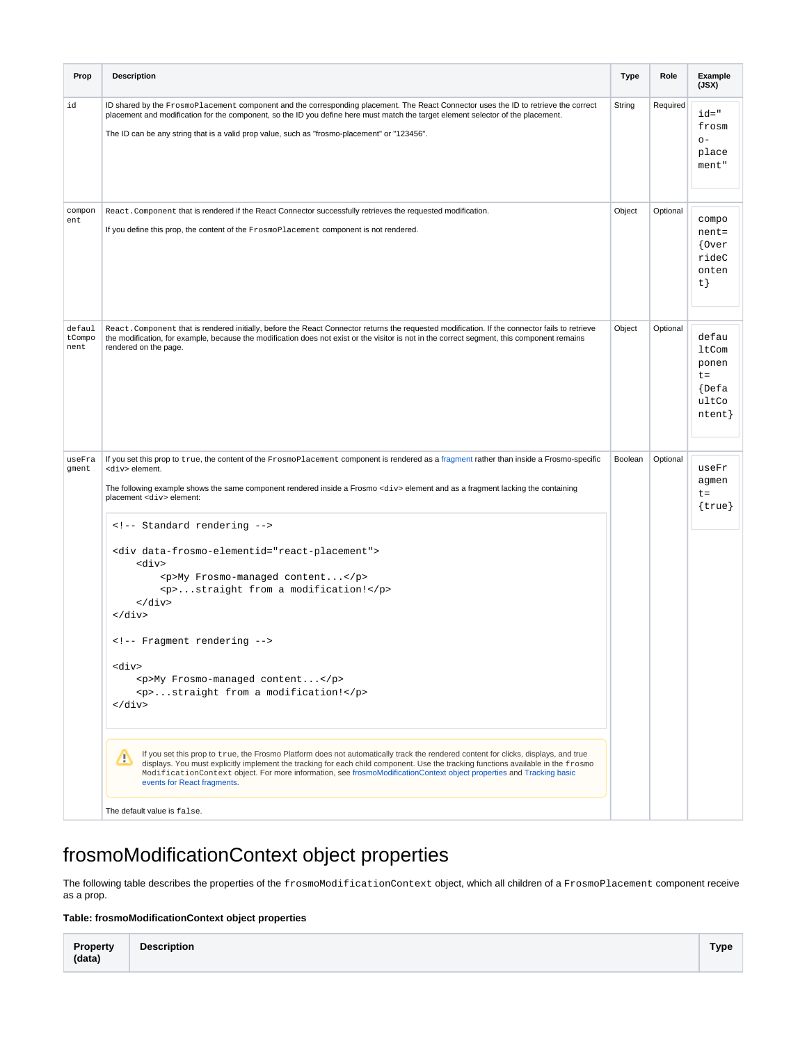| Prop | Description | Type | Role | Example (JSX) |
|---|---|---|---|---|
| `id` | ID shared by the `FrosmoPlacement` component and the corresponding placement. The React Connector uses the ID to retrieve the correct placement and modification for the component, so the ID you define here must match the target element selector of the placement.<br><br>The ID can be any string that is a valid prop value, such as "frosmo-placement" or "123456". | String | Required | `id="frosmo-placement"` |
| `component` | `React.Component` that is rendered if the React Connector successfully retrieves the requested modification.<br><br>If you define this prop, the content of the `FrosmoPlacement` component is not rendered. | Object | Optional | `component={OverrideContent}` |
| `defaultComponent` | `React.Component` that is rendered initially, before the React Connector returns the requested modification. If the connector fails to retrieve the modification, for example, because the modification does not exist or the visitor is not in the correct segment, this component remains rendered on the page. | Object | Optional | `defaultComponent={DefaultContent}` |
| `useFragment` | If you set this prop to `true`, the content of the `FrosmoPlacement` component is rendered as a fragment rather than inside a Frosmo-specific `<div>` element.<br><br>The following example shows the same component rendered inside a Frosmo `<div>` element and as a fragment lacking the containing placement `<div>` element:<br><br>`<!-- Standard rendering -->`<br>`<div data-frosmo-elementid="react-placement">`<br>`    <div>`<br>`        <p>My Frosmo-managed content...</p>`<br>`        <p>...straight from a modification!</p>`<br>`    </div>`<br>`</div>`<br><br>`<!-- Fragment rendering -->`<br>`<div>`<br>`    <p>My Frosmo-managed content...</p>`<br>`    <p>...straight from a modification!</p>`<br>`</div>`<br><br>⚠ If you set this prop to `true`, the Frosmo Platform does not automatically track the rendered content for clicks, displays, and true displays. You must explicitly implement the tracking for each child component. Use the tracking functions available in the `frosmoModificationContext` object. For more information, see frosmoModificationContext object properties and Tracking basic events for React fragments.<br><br>The default value is `false`. | Boolean | Optional | `useFragment={true}` |

# frosmoModificationContext object properties

The following table describes the properties of the `frosmoModificationContext` object, which all children of a `FrosmoPlacement` component receive as a prop.

**Table: frosmoModificationContext object properties**

| Property (data) | Description | Type |
|---|---|---|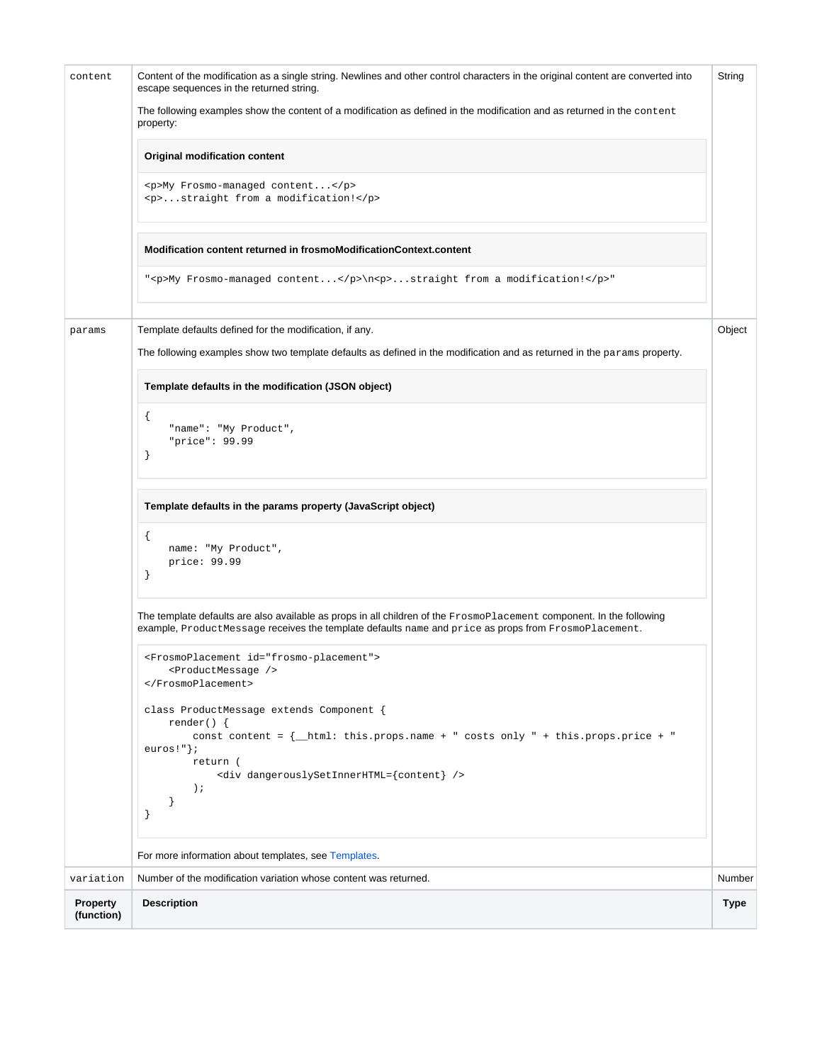| Property (function) | Description | Type |
|---|---|---|
| `content` | Content of the modification as a single string. Newlines and other control characters in the original content are converted into escape sequences in the returned string.<br><br>The following examples show the content of a modification as defined in the modification and as returned in the `content` property:<br><br>**Original modification content**<br><br>`<p>My Frosmo-managed content...</p>`<br>`<p>...straight from a modification!</p>`<br><br>**Modification content returned in frosmoModificationContext.content**<br><br>`"<p>My Frosmo-managed content...</p>\n<p>...straight from a modification!</p>"` | String |
| `params` | Template defaults defined for the modification, if any.<br><br>The following examples show two template defaults as defined in the modification and as returned in the `params` property.<br><br>**Template defaults in the modification (JSON object)**<br><br>`{`<br>`    "name": "My Product",`<br>`    "price": 99.99`<br>`}`<br><br>**Template defaults in the params property (JavaScript object)**<br><br>`{`<br>`    name: "My Product",`<br>`    price: 99.99`<br>`}`<br><br>The template defaults are also available as props in all children of the `FrosmoPlacement` component. In the following example, `ProductMessage` receives the template defaults `name` and `price` as props from `FrosmoPlacement`.<br><br>`<FrosmoPlacement id="frosmo-placement">`<br>`    <ProductMessage />`<br>`</FrosmoPlacement>`<br><br>`class ProductMessage extends Component {`<br>`    render() {`<br>`        const content = {__html: this.props.name + " costs only " + this.props.price + " euros!"};`<br>`        return (`<br>`            <div dangerouslySetInnerHTML={content} />`<br>`        );`<br>`    }`<br>`}`<br><br>For more information about templates, see Templates. | Object |
| `variation` | Number of the modification variation whose content was returned. | Number |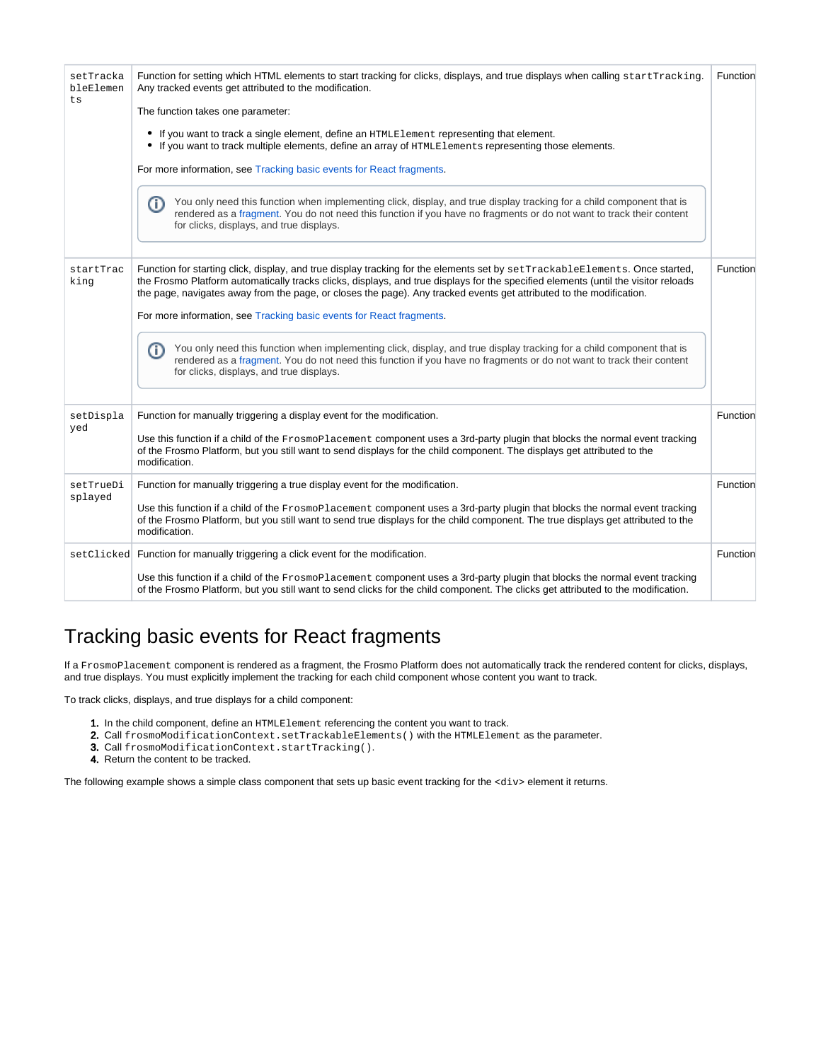| setTrackableElements | Function for setting which HTML elements to start tracking for clicks, displays, and true displays when calling `startTracking`. Any tracked events get attributed to the modification.<br><br>The function takes one parameter:<br><br>• If you want to track a single element, define an `HTMLElement` representing that element.<br>• If you want to track multiple elements, define an array of `HTMLElements` representing those elements.<br><br>For more information, see Tracking basic events for React fragments.<br><br>ⓘ You only need this function when implementing click, display, and true display tracking for a child component that is rendered as a fragment. You do not need this function if you have no fragments or do not want to track their content for clicks, displays, and true displays. | Function |
|---|---|---|
| startTracking | Function for starting click, display, and true display tracking for the elements set by `setTrackableElements`. Once started, the Frosmo Platform automatically tracks clicks, displays, and true displays for the specified elements (until the visitor reloads the page, navigates away from the page, or closes the page). Any tracked events get attributed to the modification.<br><br>For more information, see Tracking basic events for React fragments.<br><br>ⓘ You only need this function when implementing click, display, and true display tracking for a child component that is rendered as a fragment. You do not need this function if you have no fragments or do not want to track their content for clicks, displays, and true displays. | Function |
| setDisplayed | Function for manually triggering a display event for the modification.<br><br>Use this function if a child of the `FrosmoPlacement` component uses a 3rd-party plugin that blocks the normal event tracking of the Frosmo Platform, but you still want to send displays for the child component. The displays get attributed to the modification. | Function |
| setTrueDisplayed | Function for manually triggering a true display event for the modification.<br><br>Use this function if a child of the `FrosmoPlacement` component uses a 3rd-party plugin that blocks the normal event tracking of the Frosmo Platform, but you still want to send true displays for the child component. The true displays get attributed to the modification. | Function |
| setClicked | Function for manually triggering a click event for the modification.<br><br>Use this function if a child of the `FrosmoPlacement` component uses a 3rd-party plugin that blocks the normal event tracking of the Frosmo Platform, but you still want to send clicks for the child component. The clicks get attributed to the modification. | Function |

# Tracking basic events for React fragments

If a `FrosmoPlacement` component is rendered as a fragment, the Frosmo Platform does not automatically track the rendered content for clicks, displays, and true displays. You must explicitly implement the tracking for each child component whose content you want to track.

To track clicks, displays, and true displays for a child component:

1. In the child component, define an `HTMLElement` referencing the content you want to track.
2. Call `frosmoModificationContext.setTrackableElements()` with the `HTMLElement` as the parameter.
3. Call `frosmoModificationContext.startTracking()`.
4. Return the content to be tracked.

The following example shows a simple class component that sets up basic event tracking for the `<div>` element it returns.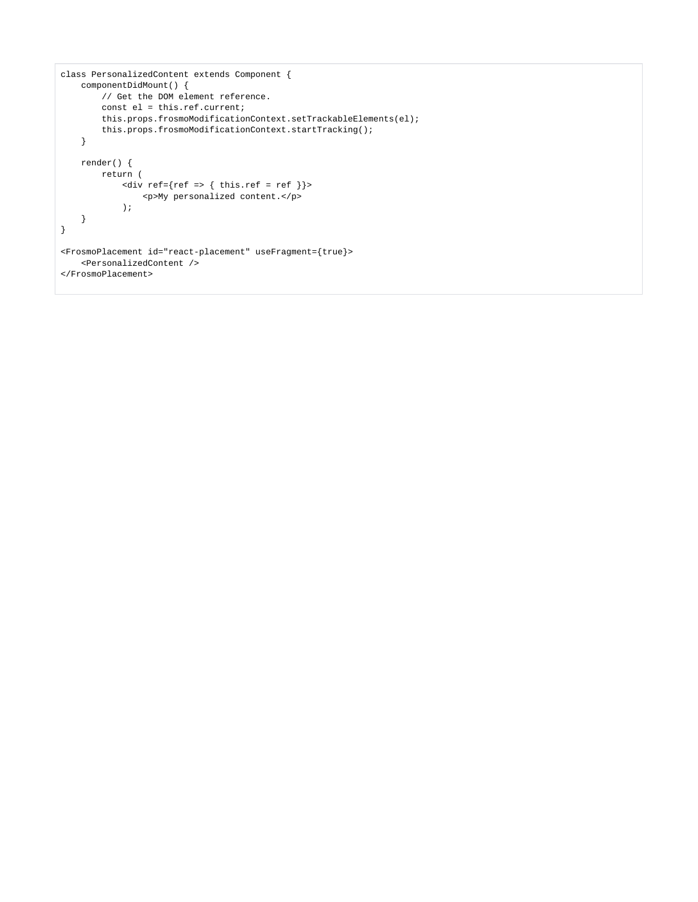```
class PersonalizedContent extends Component {
    componentDidMount() {
        // Get the DOM element reference.
        const el = this.ref.current;
        this.props.frosmoModificationContext.setTrackableElements(el);
        this.props.frosmoModificationContext.startTracking();
    }

    render() {
        return (
            <div ref={ref => { this.ref = ref }}>
                <p>My personalized content.</p>
            );
    }
}

<FrosmoPlacement id="react-placement" useFragment={true}>
    <PersonalizedContent />
</FrosmoPlacement>
```